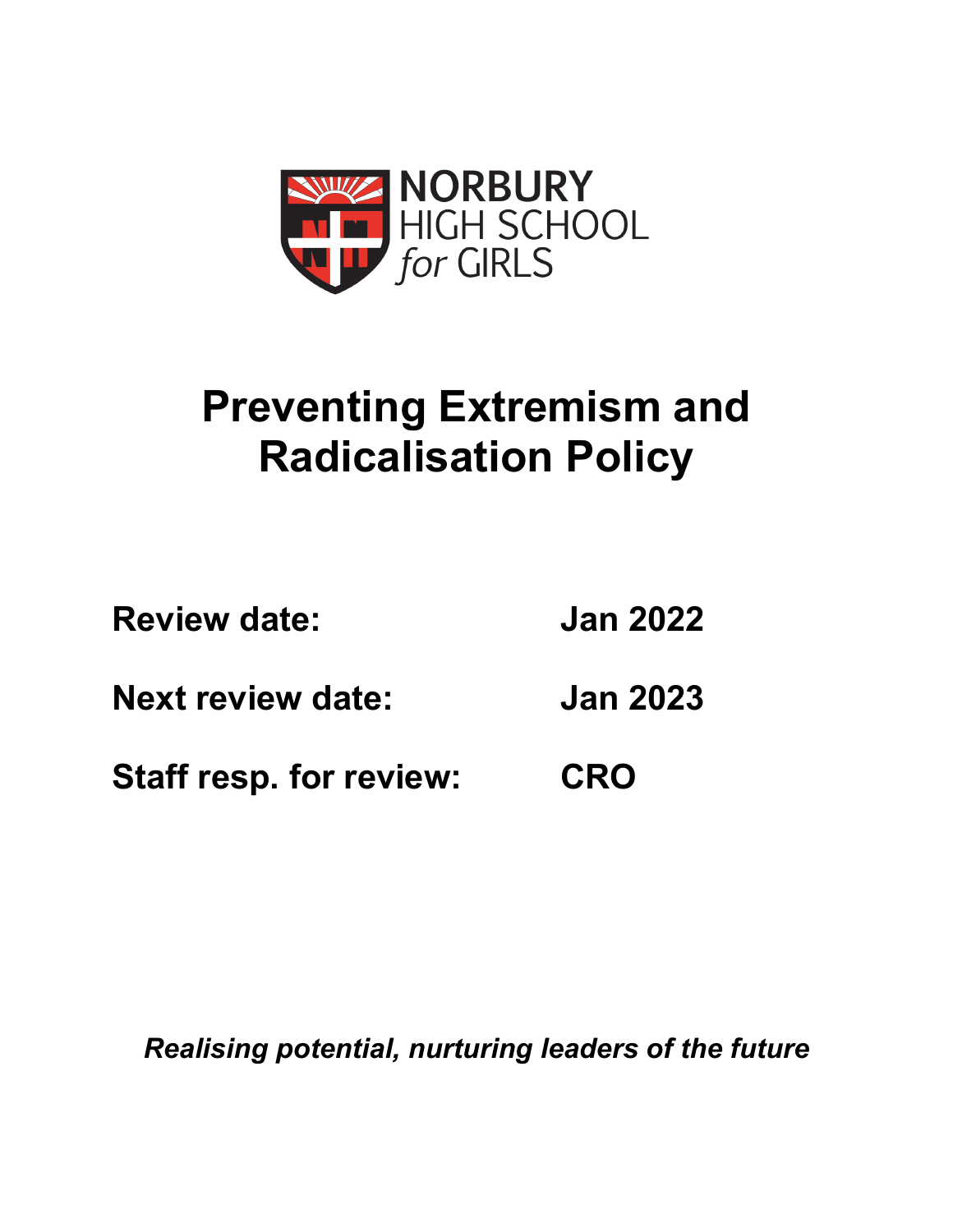NORBURY HIGH SCHOOL *for* GIRLS

# Preventing Extremism and Radicalisation Policy

| | |
|---|---|
| **Review date:** | **Jan 2022** |
| **Next review date:** | **Jan 2023** |
| **Staff resp. for review:** | **CRO** |

***Realising potential, nurturing leaders of the future***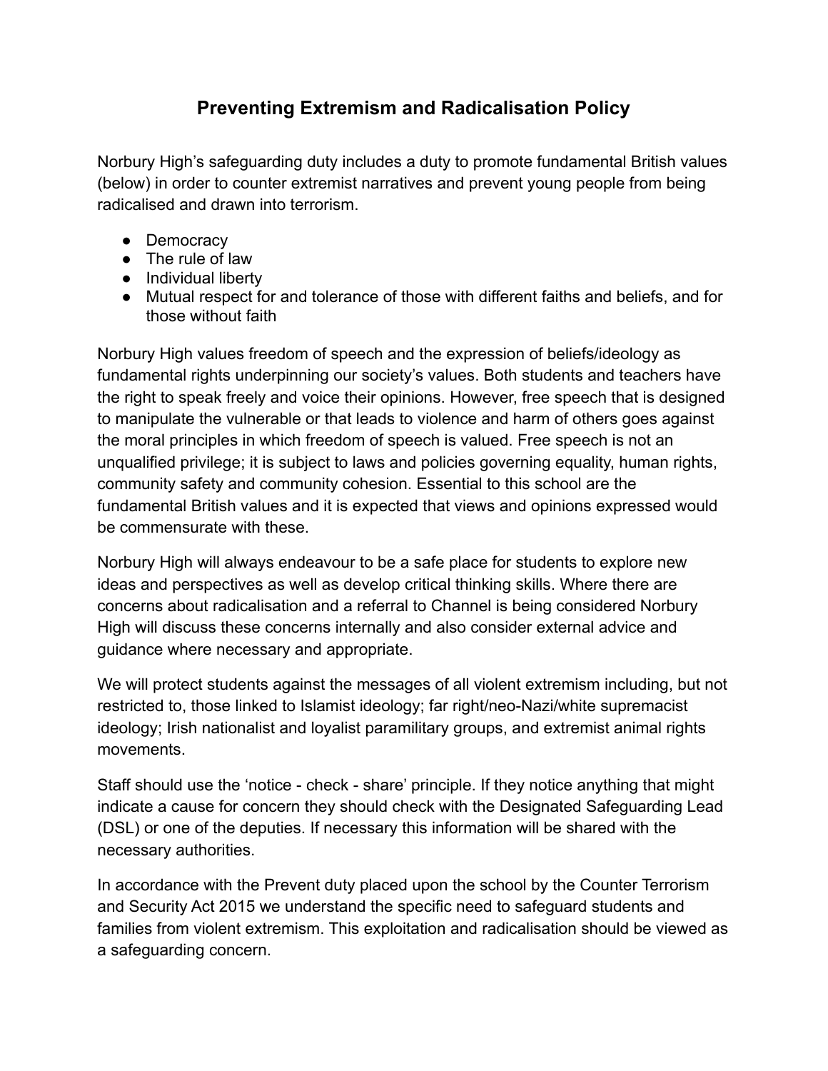# Preventing Extremism and Radicalisation Policy

Norbury High's safeguarding duty includes a duty to promote fundamental British values (below) in order to counter extremist narratives and prevent young people from being radicalised and drawn into terrorism.

- Democracy
- The rule of law
- Individual liberty
- Mutual respect for and tolerance of those with different faiths and beliefs, and for those without faith

Norbury High values freedom of speech and the expression of beliefs/ideology as fundamental rights underpinning our society's values. Both students and teachers have the right to speak freely and voice their opinions. However, free speech that is designed to manipulate the vulnerable or that leads to violence and harm of others goes against the moral principles in which freedom of speech is valued. Free speech is not an unqualified privilege; it is subject to laws and policies governing equality, human rights, community safety and community cohesion. Essential to this school are the fundamental British values and it is expected that views and opinions expressed would be commensurate with these.

Norbury High will always endeavour to be a safe place for students to explore new ideas and perspectives as well as develop critical thinking skills. Where there are concerns about radicalisation and a referral to Channel is being considered Norbury High will discuss these concerns internally and also consider external advice and guidance where necessary and appropriate.

We will protect students against the messages of all violent extremism including, but not restricted to, those linked to Islamist ideology; far right/neo-Nazi/white supremacist ideology; Irish nationalist and loyalist paramilitary groups, and extremist animal rights movements.

Staff should use the 'notice - check - share' principle. If they notice anything that might indicate a cause for concern they should check with the Designated Safeguarding Lead (DSL) or one of the deputies. If necessary this information will be shared with the necessary authorities.

In accordance with the Prevent duty placed upon the school by the Counter Terrorism and Security Act 2015 we understand the specific need to safeguard students and families from violent extremism. This exploitation and radicalisation should be viewed as a safeguarding concern.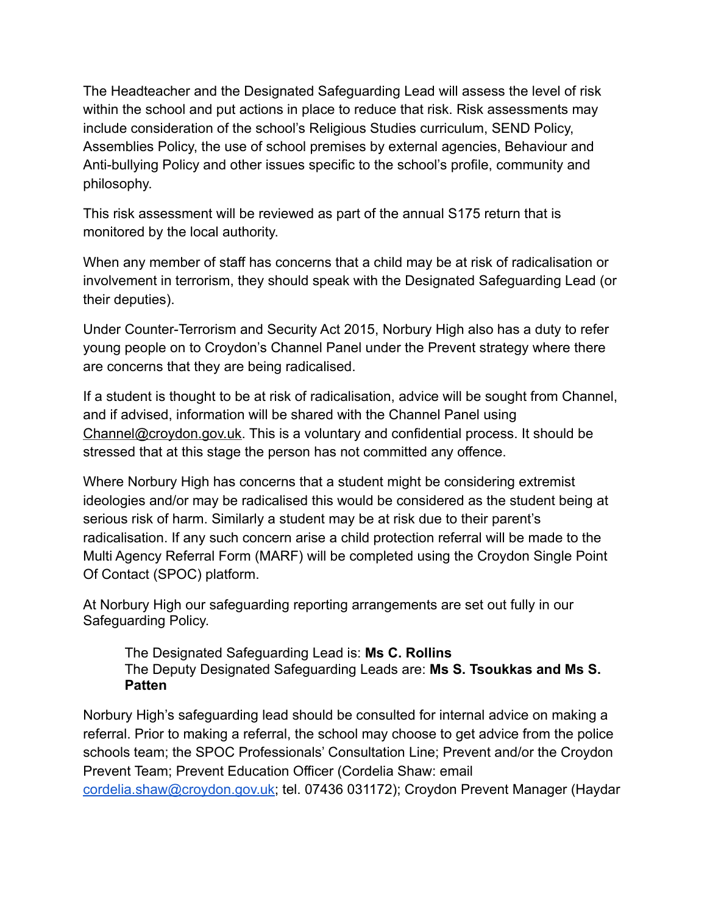The Headteacher and the Designated Safeguarding Lead will assess the level of risk within the school and put actions in place to reduce that risk. Risk assessments may include consideration of the school's Religious Studies curriculum, SEND Policy, Assemblies Policy, the use of school premises by external agencies, Behaviour and Anti-bullying Policy and other issues specific to the school's profile, community and philosophy.

This risk assessment will be reviewed as part of the annual S175 return that is monitored by the local authority.

When any member of staff has concerns that a child may be at risk of radicalisation or involvement in terrorism, they should speak with the Designated Safeguarding Lead (or their deputies).

Under Counter-Terrorism and Security Act 2015, Norbury High also has a duty to refer young people on to Croydon's Channel Panel under the Prevent strategy where there are concerns that they are being radicalised.

If a student is thought to be at risk of radicalisation, advice will be sought from Channel, and if advised, information will be shared with the Channel Panel using Channel@croydon.gov.uk. This is a voluntary and confidential process. It should be stressed that at this stage the person has not committed any offence.

Where Norbury High has concerns that a student might be considering extremist ideologies and/or may be radicalised this would be considered as the student being at serious risk of harm. Similarly a student may be at risk due to their parent's radicalisation. If any such concern arise a child protection referral will be made to the Multi Agency Referral Form (MARF) will be completed using the Croydon Single Point Of Contact (SPOC) platform.

At Norbury High our safeguarding reporting arrangements are set out fully in our Safeguarding Policy.

> The Designated Safeguarding Lead is: **Ms C. Rollins**
> The Deputy Designated Safeguarding Leads are: **Ms S. Tsoukkas and Ms S. Patten**

Norbury High's safeguarding lead should be consulted for internal advice on making a referral. Prior to making a referral, the school may choose to get advice from the police schools team; the SPOC Professionals' Consultation Line; Prevent and/or the Croydon Prevent Team; Prevent Education Officer (Cordelia Shaw: email cordelia.shaw@croydon.gov.uk; tel. 07436 031172); Croydon Prevent Manager (Haydar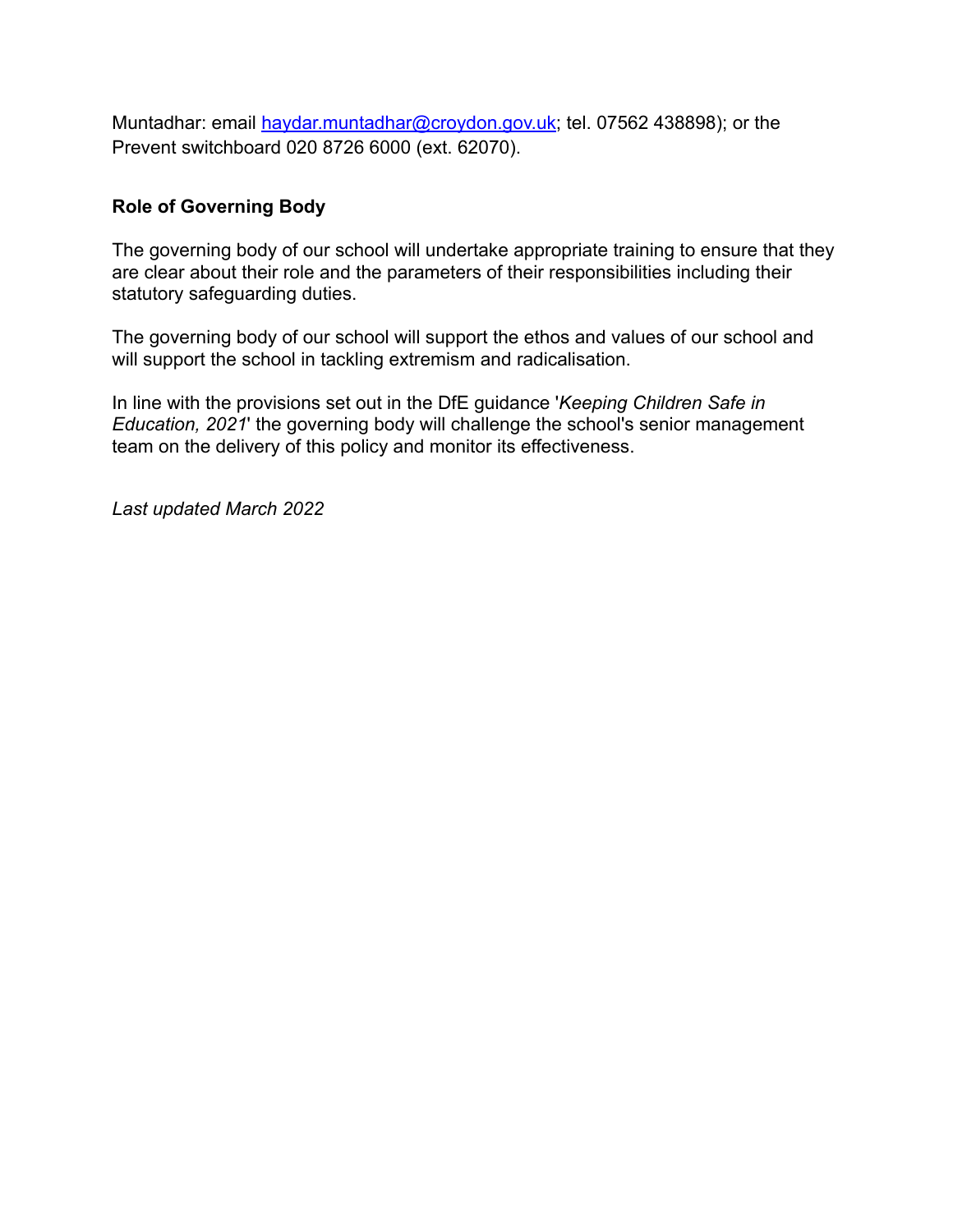Muntadhar: email [haydar.muntadhar@croydon.gov.uk](mailto:haydar.muntadhar@croydon.gov.uk); tel. 07562 438898); or the Prevent switchboard 020 8726 6000 (ext. 62070).

**Role of Governing Body**

The governing body of our school will undertake appropriate training to ensure that they are clear about their role and the parameters of their responsibilities including their statutory safeguarding duties.

The governing body of our school will support the ethos and values of our school and will support the school in tackling extremism and radicalisation.

In line with the provisions set out in the DfE guidance '*Keeping Children Safe in Education, 2021*' the governing body will challenge the school's senior management team on the delivery of this policy and monitor its effectiveness.

*Last updated March 2022*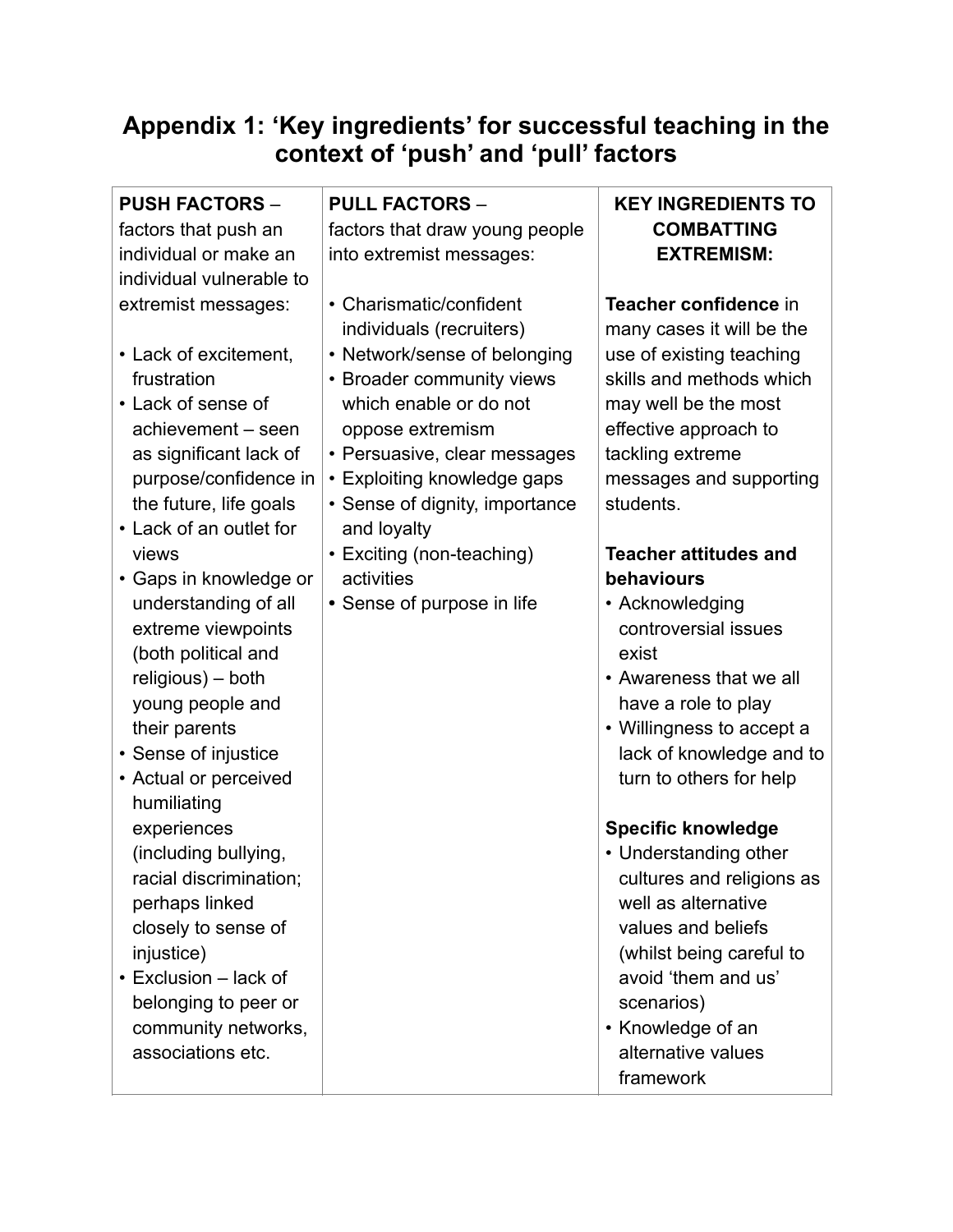# Appendix 1: 'Key ingredients' for successful teaching in the context of 'push' and 'pull' factors

| PUSH FACTORS – factors that push an individual or make an individual vulnerable to extremist messages: | PULL FACTORS – factors that draw young people into extremist messages: | KEY INGREDIENTS TO COMBATTING EXTREMISM: |
| --- | --- | --- |
| • Lack of excitement, frustration<br>• Lack of sense of achievement – seen as significant lack of purpose/confidence in the future, life goals<br>• Lack of an outlet for views<br>• Gaps in knowledge or understanding of all extreme viewpoints (both political and religious) – both young people and their parents<br>• Sense of injustice<br>• Actual or perceived humiliating experiences (including bullying, racial discrimination; perhaps linked closely to sense of injustice)<br>• Exclusion – lack of belonging to peer or community networks, associations etc. | • Charismatic/confident individuals (recruiters)<br>• Network/sense of belonging<br>• Broader community views which enable or do not oppose extremism<br>• Persuasive, clear messages<br>• Exploiting knowledge gaps<br>• Sense of dignity, importance and loyalty<br>• Exciting (non-teaching) activities<br>• Sense of purpose in life | **Teacher confidence** in many cases it will be the use of existing teaching skills and methods which may well be the most effective approach to tackling extreme messages and supporting students.<br><br>**Teacher attitudes and behaviours**<br>• Acknowledging controversial issues exist<br>• Awareness that we all have a role to play<br>• Willingness to accept a lack of knowledge and to turn to others for help<br><br>**Specific knowledge**<br>• Understanding other cultures and religions as well as alternative values and beliefs (whilst being careful to avoid 'them and us' scenarios)<br>• Knowledge of an alternative values framework |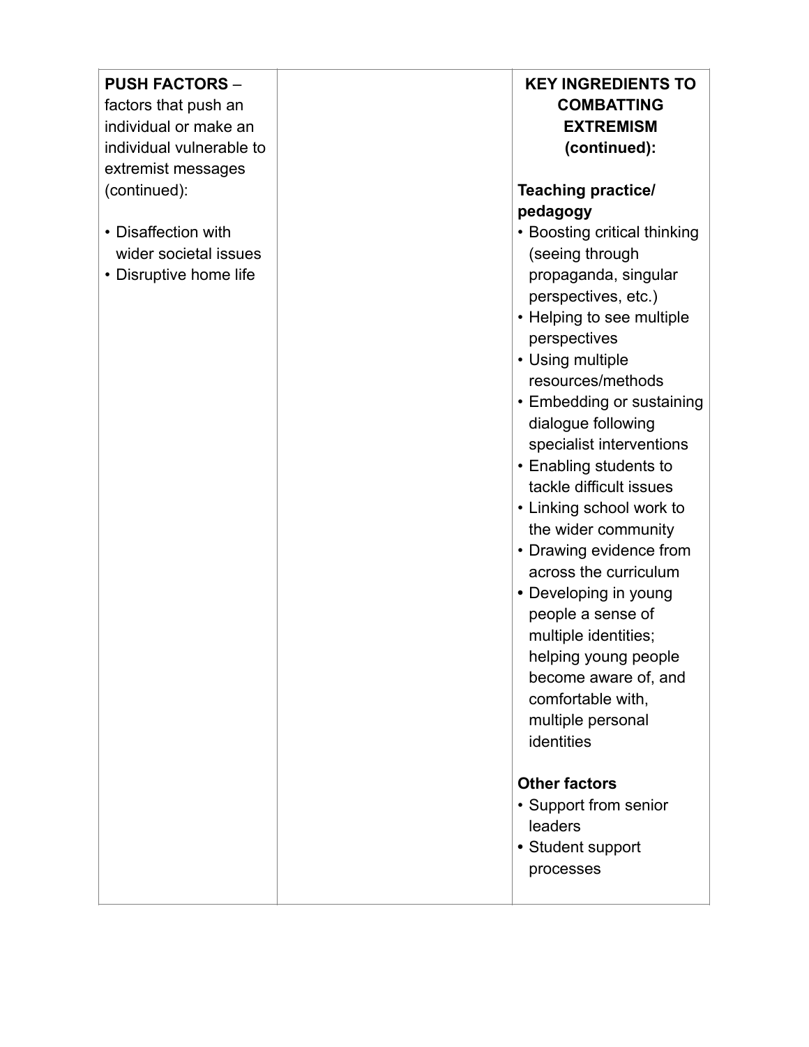| | | |
|---|---|---|
| **PUSH FACTORS** – factors that push an individual or make an individual vulnerable to extremist messages (continued):<br><br>• Disaffection with wider societal issues<br>• Disruptive home life | | **KEY INGREDIENTS TO COMBATTING EXTREMISM (continued):**<br><br>**Teaching practice/ pedagogy**<br>• Boosting critical thinking (seeing through propaganda, singular perspectives, etc.)<br>• Helping to see multiple perspectives<br>• Using multiple resources/methods<br>• Embedding or sustaining dialogue following specialist interventions<br>• Enabling students to tackle difficult issues<br>• Linking school work to the wider community<br>• Drawing evidence from across the curriculum<br>• Developing in young people a sense of multiple identities; helping young people become aware of, and comfortable with, multiple personal identities<br><br>**Other factors**<br>• Support from senior leaders<br>• Student support processes |